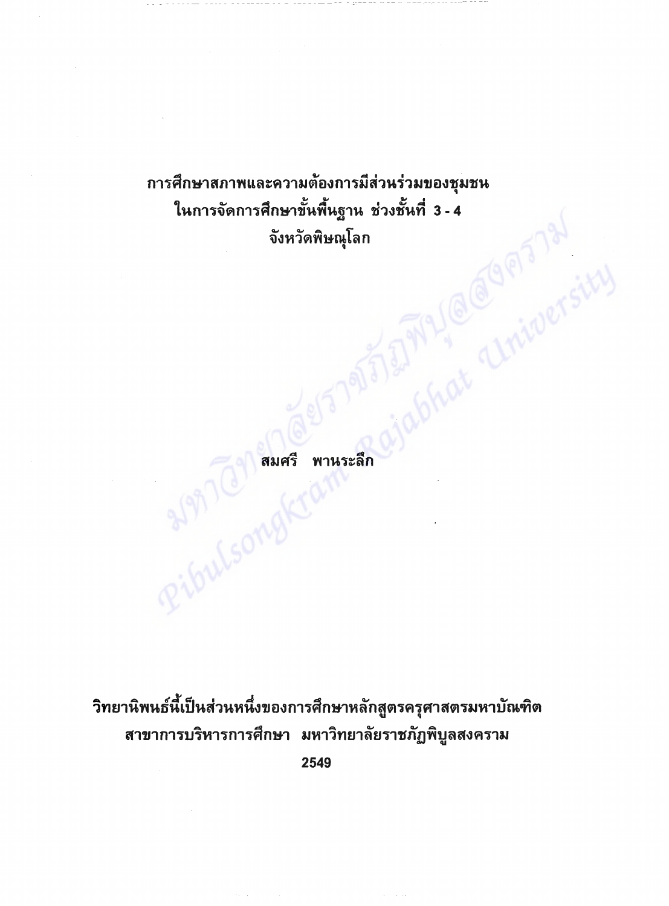# การศึกษาสภาพและความต้องการมีส่วนร่วมของชุมชน ในการจัดการศึกษาขั้นพื้นฐาน ช่วงชั้นที่ 3 - 4 จังหวัดพิษณุโลก

สมศรี พานระลึก

วิทยานิพนธ์นี้เป็นส่วนหนึ่งของการศึกษาหลักสูตรครุศาสตรมหาบัณฑิต
สาขาการบริหารการศึกษา มหาวิทยาลัยราชภัฏพิบูลสงคราม

2549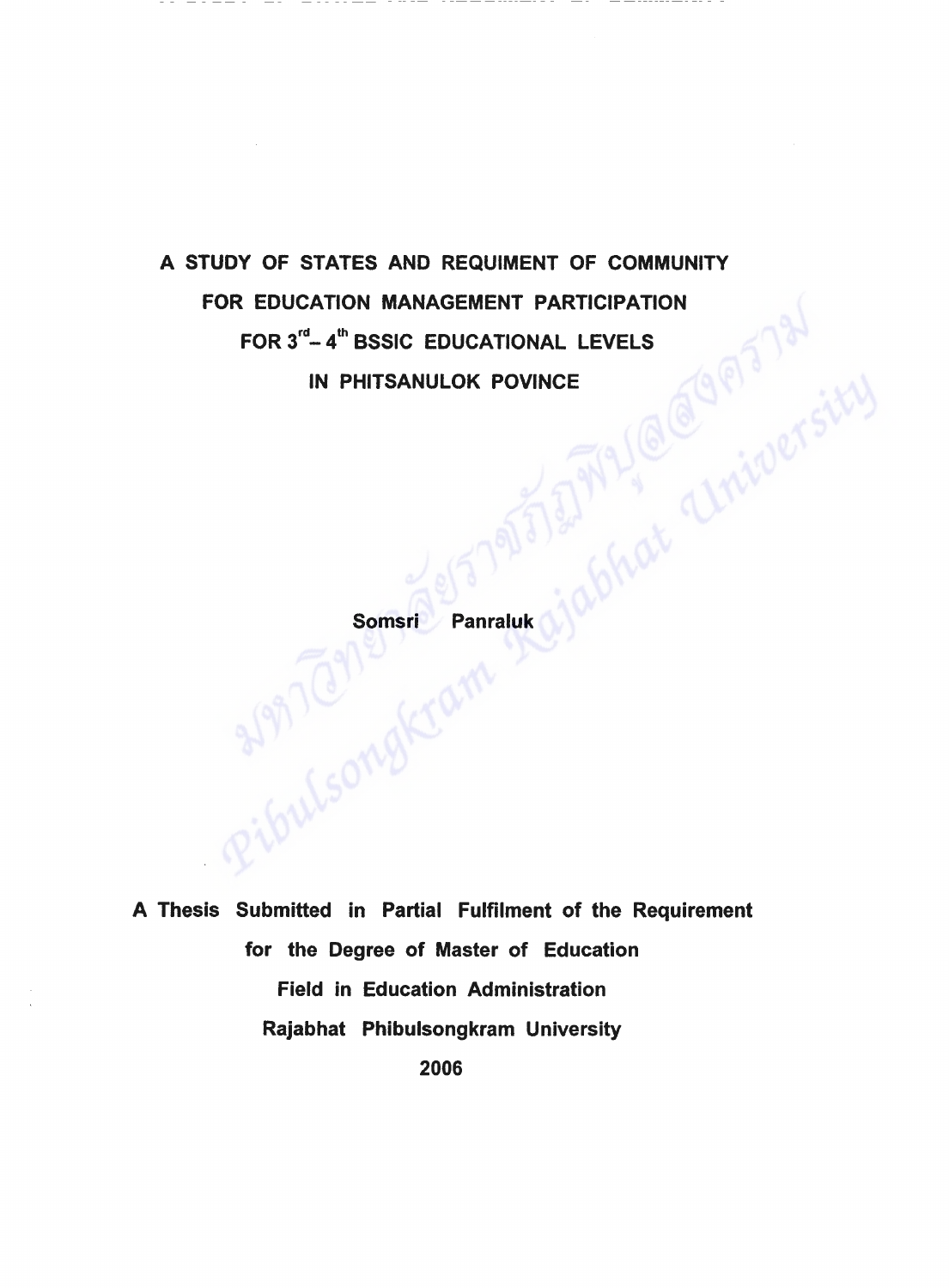# A STUDY OF STATES AND REQUIMENT OF COMMUNITY FOR EDUCATION MANAGEMENT PARTICIPATION FOR 3rd – 4th BSSIC EDUCATIONAL LEVELS IN PHITSANULOK POVINCE

**Somsri Panraluk**

**A Thesis Submitted in Partial Fulfilment of the Requirement for the Degree of Master of Education**

**Field in Education Administration**

**Rajabhat Phibulsongkram University**

**2006**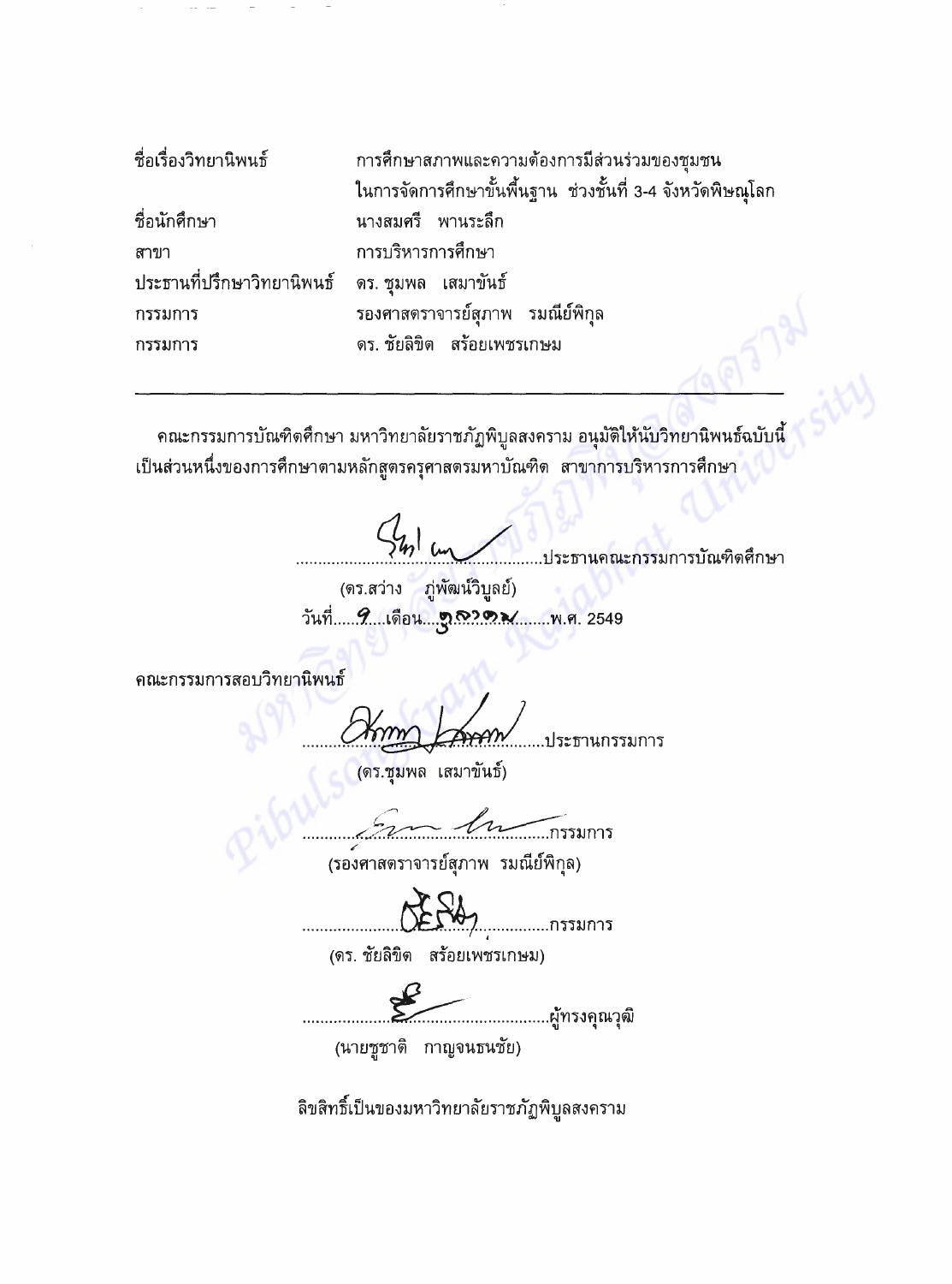| | |
|---|---|
| ชื่อเรื่องวิทยานิพนธ์ | การศึกษาสภาพและความต้องการมีส่วนร่วมของชุมชน ในการจัดการศึกษาขั้นพื้นฐาน ช่วงชั้นที่ 3-4 จังหวัดพิษณุโลก |
| ชื่อนักศึกษา | นางสมศรี พานระลึก |
| สาขา | การบริหารการศึกษา |
| ประธานที่ปรึกษาวิทยานิพนธ์ | ดร. ชุมพล เสมาขันธ์ |
| กรรมการ | รองศาสตราจารย์สุภาพ รมณีย์พิกุล |
| กรรมการ | ดร. ชัยลิขิต สร้อยเพชรเกษม |

---

คณะกรรมการบัณฑิตศึกษา มหาวิทยาลัยราชภัฏพิบูลสงคราม อนุมัติให้นับวิทยานิพนธ์ฉบับนี้เป็นส่วนหนึ่งของการศึกษาตามหลักสูตรครุศาสตรมหาบัณฑิต สาขาการบริหารการศึกษา

..............................................................ประธานคณะกรรมการบัณฑิตศึกษา
(ดร.สว่าง ภู่พัฒน์วิบูลย์)
วันที่......9.....เดือน....ตุลาคม.........พ.ศ. 2549

คณะกรรมการสอบวิทยานิพนธ์

..............................................................ประธานกรรมการ
(ดร.ชุมพล เสมาขันธ์)

..............................................................กรรมการ
(รองศาสตราจารย์สุภาพ รมณีย์พิกุล)

..............................................................กรรมการ
(ดร. ชัยลิขิต สร้อยเพชรเกษม)

..............................................................ผู้ทรงคุณวุฒิ
(นายชูชาติ กาญจนธนชัย)

ลิขสิทธิ์เป็นของมหาวิทยาลัยราชภัฏพิบูลสงคราม